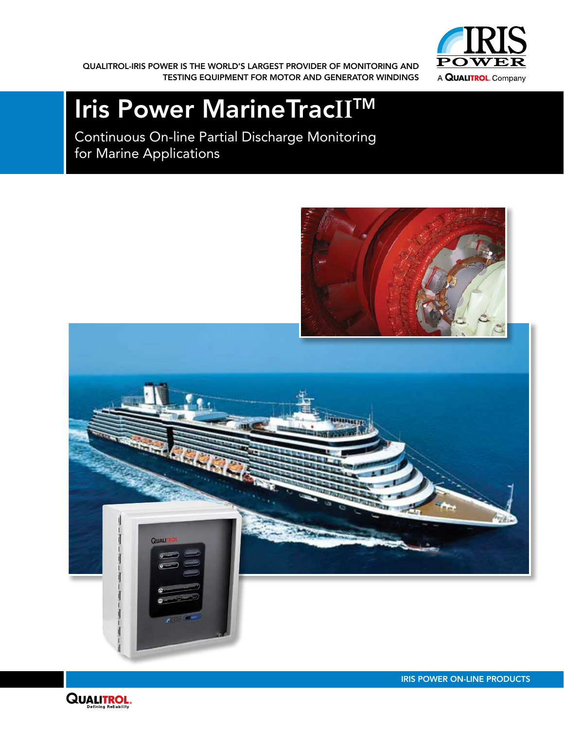QUALITROL-IRIS POWER IS THE WORLD'S LARGEST PROVIDER OF MONITORING AND TESTING EQUIPMENT FOR MOTOR AND GENERATOR WINDINGS

IRIS POWER
A QUALITROL Company

# Iris Power MarineTracII™

## Continuous On-line Partial Discharge Monitoring for Marine Applications

IRIS POWER ON-LINE PRODUCTS

QUALITROL
Defining Reliability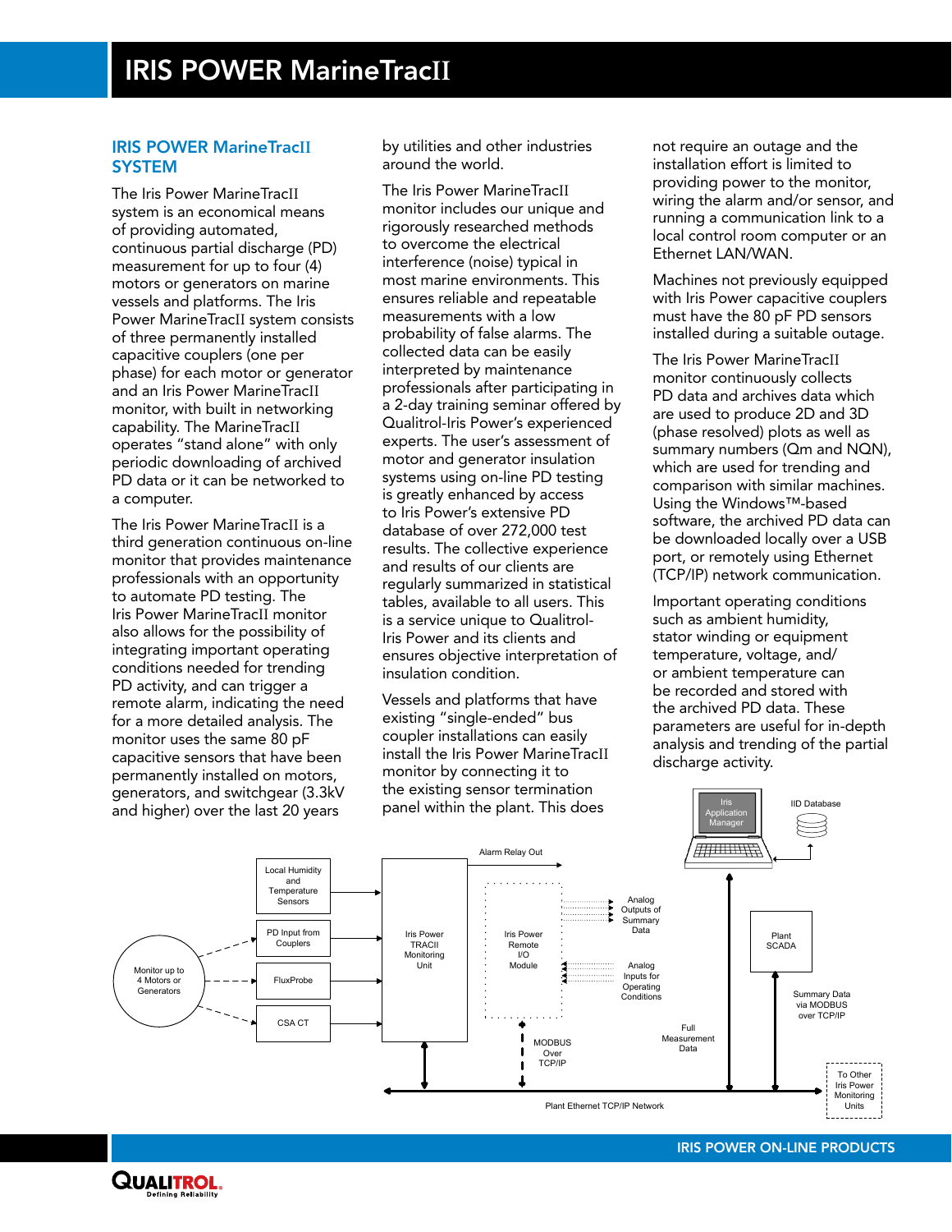# IRIS POWER MarineTracII

## IRIS POWER MarineTracII SYSTEM

The Iris Power MarineTracII system is an economical means of providing automated, continuous partial discharge (PD) measurement for up to four (4) motors or generators on marine vessels and platforms. The Iris Power MarineTracII system consists of three permanently installed capacitive couplers (one per phase) for each motor or generator and an Iris Power MarineTracII monitor, with built in networking capability. The MarineTracII operates "stand alone" with only periodic downloading of archived PD data or it can be networked to a computer.

The Iris Power MarineTracII is a third generation continuous on-line monitor that provides maintenance professionals with opportunity to automate PD testing. The Iris Power MarineTracII monitor also allows for the possibility of integrating important operating conditions needed for trending PD activity, and can trigger a remote alarm, indicating the need for a more detailed analysis. The monitor uses the same 80 pF capacitive sensors that have been permanently installed on motors, generators, and switchgear (3.3kV and higher) over the last 20 years by utilities and other industries around the world.

The Iris Power MarineTracII monitor includes our unique and rigorously researched methods to overcome the electrical interference (noise) typical in most marine environments. This ensures reliable and repeatable measurements with a low probability of false alarms. The collected data can be easily interpreted by maintenance professionals after participating in a 2-day training seminar offered by Qualitrol-Iris Power's experienced experts. The user's assessment of motor and generator insulation systems using on-line PD testing is greatly enhanced by access to Iris Power's extensive PD database of over 272,000 test results. The collective experience and results of our clients are regularly summarized in statistical tables, available to all users. This is a service unique to Qualitrol-Iris Power and its clients and ensures objective interpretation of insulation condition.

Vessels and platforms that have existing "single-ended" bus coupler installations can easily install the Iris Power MarineTracII monitor by connecting it to the existing sensor termination panel within the plant. This does not require an outage and the installation effort is limited to providing power to the monitor, wiring the alarm and/or sensor, and running a communication link to a local control room computer or an Ethernet LAN/WAN.

Machines not previously equipped with Iris Power capacitive couplers must have the 80 pF PD sensors installed during a suitable outage.

The Iris Power MarineTracII monitor continuously collects PD data and archives data which are used to produce 2D and 3D (phase resolved) plots as well as summary numbers (Qm and NQN), which are used for trending and comparison with similar machines. Using the Windows™-based software, the archived PD data can be downloaded locally over a USB port, or remotely using Ethernet (TCP/IP) network communication.

Important operating conditions such as ambient humidity, stator winding or equipment temperature, voltage, and/or ambient temperature can be recorded and stored with the archived PD data. These parameters are useful for in-depth analysis and trending of the partial discharge activity.

Monitor up to 4 Motors or Generators; Local Humidity and Temperature Sensors; PD Input from Couplers; FluxProbe; CSA CT; Iris Power TRACII Monitoring Unit; Alarm Relay Out; Iris Power Remote I/O Module; Analog Outputs of Summary Data; Analog Inputs for Operating Conditions; MODBUS Over TCP/IP; Iris Application Manager; IID Database; Plant SCADA; Summary Data via MODBUS over TCP/IP; Full Measurement Data; To Other Iris Power Monitoring Units; Plant Ethernet TCP/IP Network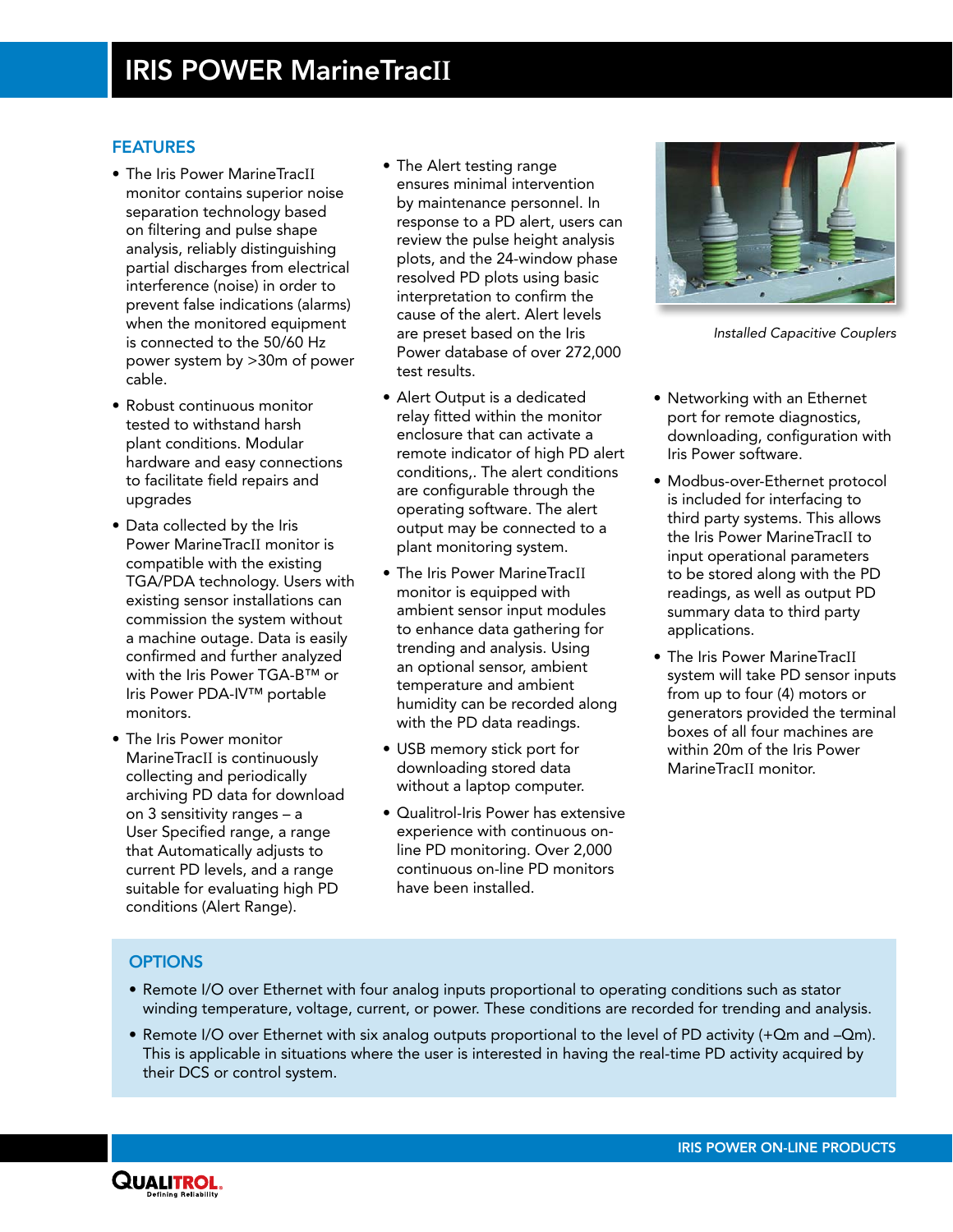# IRIS POWER MarineTracII

## FEATURES

- The Iris Power MarineTracII monitor contains superior noise separation technology based on filtering and pulse shape analysis, reliably distinguishing partial discharges from electrical interference (noise) in order to prevent false indications (alarms) when the monitored equipment is connected to the 50/60 Hz power system by >30m of power cable.
- Robust continuous monitor tested to withstand harsh plant conditions. Modular hardware and easy connections to facilitate field repairs and upgrades
- Data collected by the Iris Power MarineTracII monitor is compatible with the existing TGA/PDA technology. Users with existing sensor installations can commission the system without a machine outage. Data is easily confirmed and further analyzed with the Iris Power TGA-B™ or Iris Power PDA-IV™ portable monitors.
- The Iris Power monitor MarineTracII is continuously collecting and periodically archiving PD data for download on 3 sensitivity ranges – a User Specified range, a range that Automatically adjusts to current PD levels, and a range suitable for evaluating high PD conditions (Alert Range).
- The Alert testing range ensures minimal intervention by maintenance personnel. In response to a PD alert, users can review the pulse height analysis plots, and the 24-window phase resolved PD plots using basic interpretation to confirm the cause of the alert. Alert levels are preset based on the Iris Power database of over 272,000 test results.
- Alert Output is a dedicated relay fitted within the monitor enclosure that can activate a remote indicator of high PD alert conditions,. The alert conditions are configurable through the operating software. The alert output may be connected to a plant monitoring system.
- The Iris Power MarineTracII monitor is equipped with ambient sensor input modules to enhance data gathering for trending and analysis. Using an optional sensor, ambient temperature and ambient humidity can be recorded along with the PD data readings.
- USB memory stick port for downloading stored data without a laptop computer.
- Qualitrol-Iris Power has extensive experience with continuous on-line PD monitoring. Over 2,000 continuous on-line PD monitors have been installed.

*Installed Capacitive Couplers*

- Networking with an Ethernet port for remote diagnostics, downloading, configuration with Iris Power software.
- Modbus-over-Ethernet protocol is included for interfacing to third party systems. This allows the Iris Power MarineTracII to input operational parameters to be stored along with the PD readings, as well as output PD summary data to third party applications.
- The Iris Power MarineTracII system will take PD sensor inputs from up to four (4) motors or generators provided the terminal boxes of all four machines are within 20m of the Iris Power MarineTracII monitor.

## OPTIONS

- Remote I/O over Ethernet with four analog inputs proportional to operating conditions such as stator winding temperature, voltage, current, or power. These conditions are recorded for trending and analysis.
- Remote I/O over Ethernet with six analog outputs proportional to the level of PD activity (+Qm and –Qm). This is applicable in situations where the user is interested in having the real-time PD activity acquired by their DCS or control system.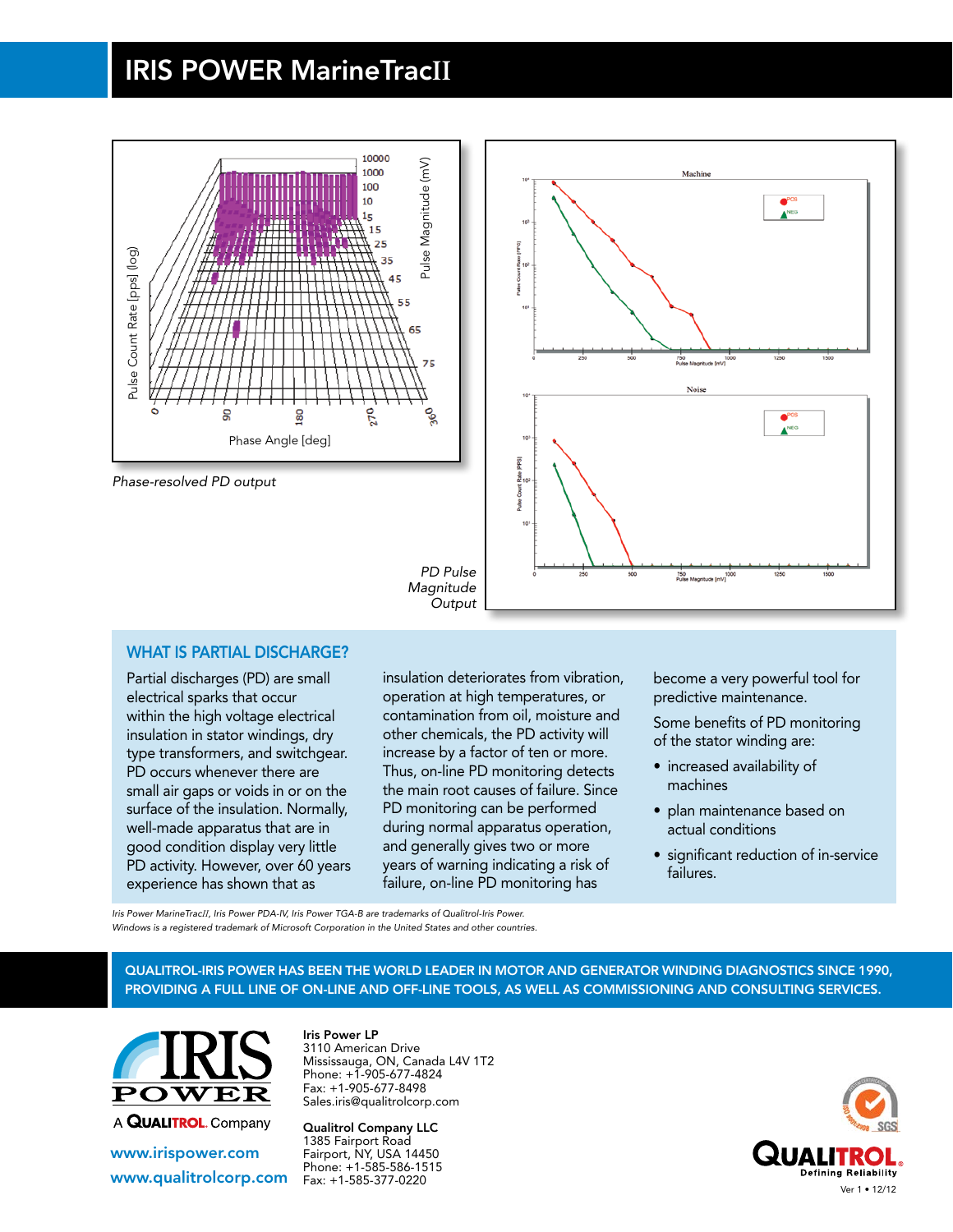# IRIS POWER MarineTracII

Pulse Count Rate [pps] (log)

Pulse Magnitude (mV)

10000
1000
100
10
15
15
25
35
45
55
65
75

0
90
180
270
360

Phase Angle [deg]

*Phase-resolved PD output*

Machine

POS
NEG

Pulse Count Rate [PPS]

Pulse Magnitude [mV]

0
250
500
750
1000
1250
1500

Noise

POS
NEG

Pulse Count Rate [PPS]

Pulse Magnitude [mV]

0
250
500
750
1000
1250
1500

*PD Pulse Magnitude Output*

## WHAT IS PARTIAL DISCHARGE?

Partial discharges (PD) are small electrical sparks that occur within the high voltage electrical insulation in stator windings, dry type transformers, and switchgear. PD occurs whenever there are small air gaps or voids in or on the surface of the insulation. Normally, well-made apparatus that are in good condition display very little PD activity. However, over 60 years experience has shown that as insulation deteriorates from vibration, operation at high temperatures, or contamination from oil, moisture and other chemicals, the PD activity will increase by a factor of ten or more. Thus, on-line PD monitoring detects the main root causes of failure. Since PD monitoring can be performed during normal apparatus operation, and generally gives two or more years of warning indicating a risk of failure, on-line PD monitoring has become a very powerful tool for predictive maintenance.

Some benefits of PD monitoring of the stator winding are:

- increased availability of machines
- plan maintenance based on actual conditions
- significant reduction of in-service failures.

*Iris Power MarineTracII, Iris Power PDA-IV, Iris Power TGA-B are trademarks of Qualitrol-Iris Power.*
*Windows is a registered trademark of Microsoft Corporation in the United States and other countries.*

**QUALITROL-IRIS POWER HAS BEEN THE WORLD LEADER IN MOTOR AND GENERATOR WINDING DIAGNOSTICS SINCE 1990, PROVIDING A FULL LINE OF ON-LINE AND OFF-LINE TOOLS, AS WELL AS COMMISSIONING AND CONSULTING SERVICES.**

IRIS POWER
A QUALITROL Company

www.irispower.com
www.qualitrolcorp.com

**Iris Power LP**
3110 American Drive
Mississauga, ON, Canada L4V 1T2
Phone: +1-905-677-4824
Fax: +1-905-677-8498
Sales.iris@qualitrolcorp.com

**Qualitrol Company LLC**
1385 Fairport Road
Fairport, NY, USA 14450
Phone: +1-585-586-1515
Fax: +1-585-377-0220

QUALITROL
Defining Reliability

Ver 1 • 12/12